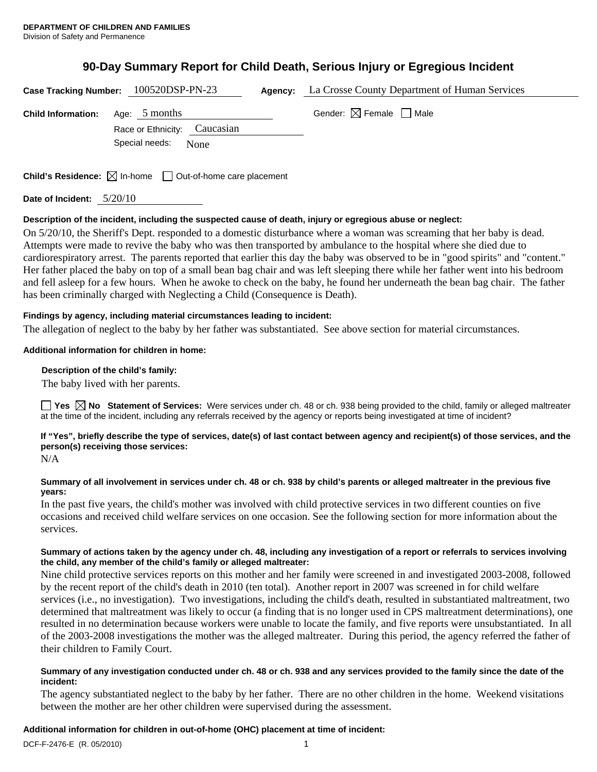**DEPARTMENT OF CHILDREN AND FAMILIES**
Division of Safety and Permanence

# 90-Day Summary Report for Child Death, Serious Injury or Egregious Incident

**Case Tracking Number:** 100520DSP-PN-23 **Agency:** La Crosse County Department of Human Services

**Child Information:** Age: 5 months Gender: ☒ Female ☐ Male

Race or Ethnicity: Caucasian

Special needs: None

**Child's Residence:** ☒ In-home ☐ Out-of-home care placement

**Date of Incident:** 5/20/10

**Description of the incident, including the suspected cause of death, injury or egregious abuse or neglect:**

On 5/20/10, the Sheriff's Dept. responded to a domestic disturbance where a woman was screaming that her baby is dead. Attempts were made to revive the baby who was then transported by ambulance to the hospital where she died due to cardiorespiratory arrest. The parents reported that earlier this day the baby was observed to be in "good spirits" and "content." Her father placed the baby on top of a small bean bag chair and was left sleeping there while her father went into his bedroom and fell asleep for a few hours. When he awoke to check on the baby, he found her underneath the bean bag chair. The father has been criminally charged with Neglecting a Child (Consequence is Death).

**Findings by agency, including material circumstances leading to incident:**

The allegation of neglect to the baby by her father was substantiated. See above section for material circumstances.

**Additional information for children in home:**

**Description of the child's family:**

The baby lived with her parents.

☐ **Yes** ☒ **No Statement of Services:** Were services under ch. 48 or ch. 938 being provided to the child, family or alleged maltreater at the time of the incident, including any referrals received by the agency or reports being investigated at time of incident?

**If "Yes", briefly describe the type of services, date(s) of last contact between agency and recipient(s) of those services, and the person(s) receiving those services:**

N/A

**Summary of all involvement in services under ch. 48 or ch. 938 by child's parents or alleged maltreater in the previous five years:**

In the past five years, the child's mother was involved with child protective services in two different counties on five occasions and received child welfare services on one occasion. See the following section for more information about the services.

**Summary of actions taken by the agency under ch. 48, including any investigation of a report or referrals to services involving the child, any member of the child's family or alleged maltreater:**

Nine child protective services reports on this mother and her family were screened in and investigated 2003-2008, followed by the recent report of the child's death in 2010 (ten total). Another report in 2007 was screened in for child welfare services (i.e., no investigation). Two investigations, including the child's death, resulted in substantiated maltreatment, two determined that maltreatment was likely to occur (a finding that is no longer used in CPS maltreatment determinations), one resulted in no determination because workers were unable to locate the family, and five reports were unsubstantiated. In all of the 2003-2008 investigations the mother was the alleged maltreater. During this period, the agency referred the father of their children to Family Court.

**Summary of any investigation conducted under ch. 48 or ch. 938 and any services provided to the family since the date of the incident:**

The agency substantiated neglect to the baby by her father. There are no other children in the home. Weekend visitations between the mother are her other children were supervised during the assessment.

**Additional information for children in out-of-home (OHC) placement at time of incident:**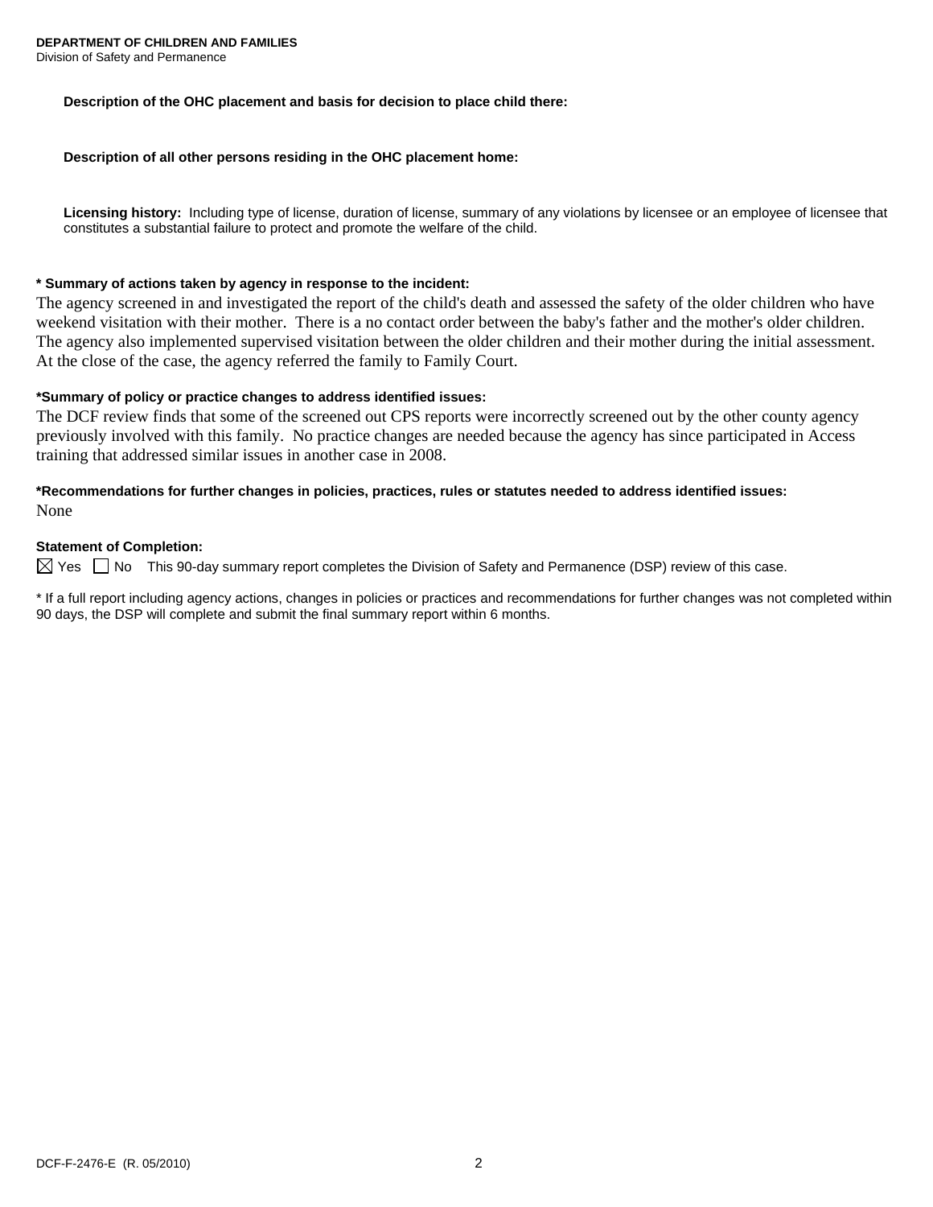**Description of the OHC placement and basis for decision to place child there:**

**Description of all other persons residing in the OHC placement home:**

**Licensing history:** Including type of license, duration of license, summary of any violations by licensee or an employee of licensee that constitutes a substantial failure to protect and promote the welfare of the child.

**\* Summary of actions taken by agency in response to the incident:**

The agency screened in and investigated the report of the child's death and assessed the safety of the older children who have weekend visitation with their mother. There is a no contact order between the baby's father and the mother's older children. The agency also implemented supervised visitation between the older children and their mother during the initial assessment. At the close of the case, the agency referred the family to Family Court.

**\*Summary of policy or practice changes to address identified issues:**

The DCF review finds that some of the screened out CPS reports were incorrectly screened out by the other county agency previously involved with this family. No practice changes are needed because the agency has since participated in Access training that addressed similar issues in another case in 2008.

**\*Recommendations for further changes in policies, practices, rules or statutes needed to address identified issues:**

None

**Statement of Completion:**

☒ Yes ☐ No This 90-day summary report completes the Division of Safety and Permanence (DSP) review of this case.

\* If a full report including agency actions, changes in policies or practices and recommendations for further changes was not completed within 90 days, the DSP will complete and submit the final summary report within 6 months.